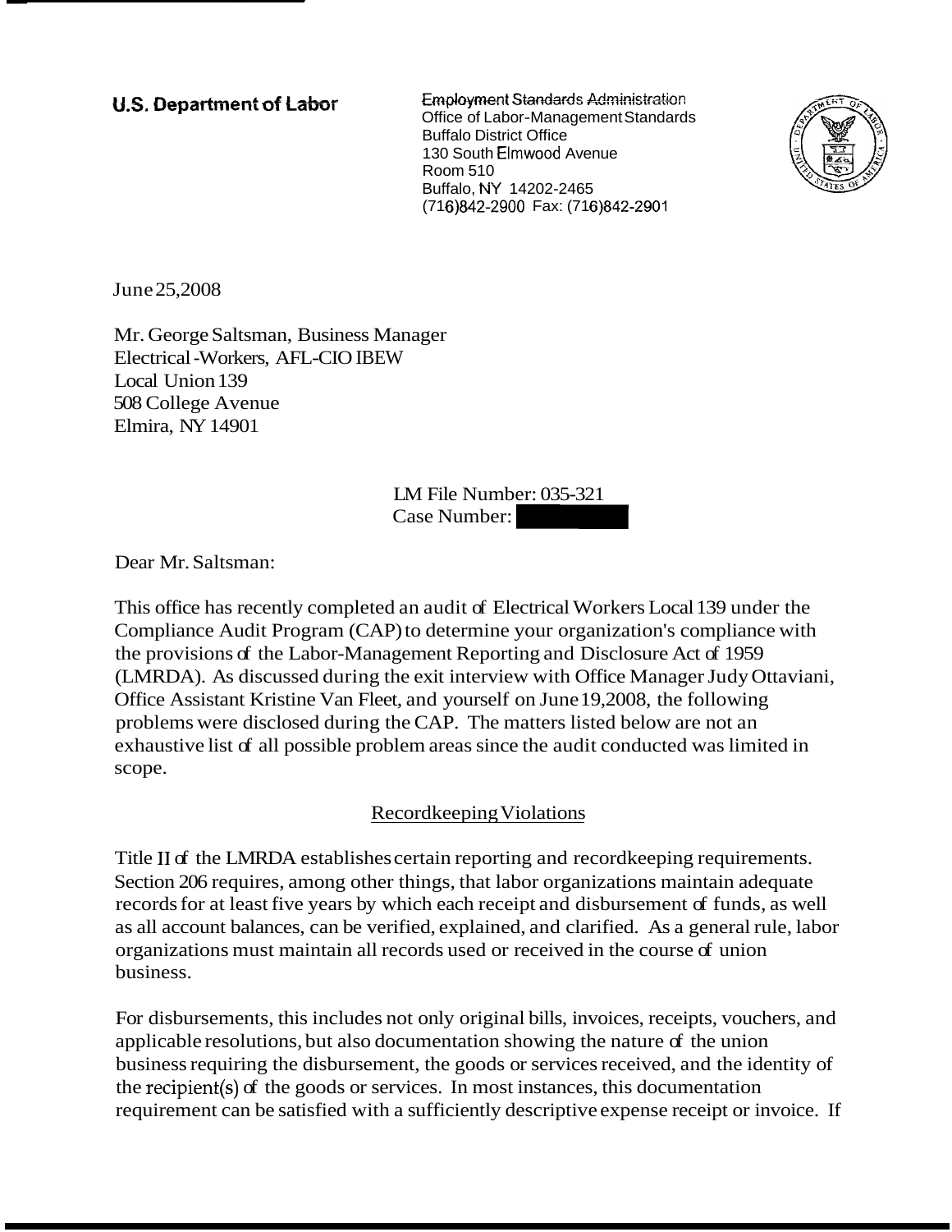**U.S. Department of Labor**

Employment Standards Administration
Office of Labor-Management Standards
Buffalo District Office
130 South Elmwood Avenue
Room 510
Buffalo, NY 14202-2465
(716)842-2900 Fax: (716)842-2901

June 25,2008

Mr. George Saltsman, Business Manager
Electrical -Workers, AFL-CIO IBEW
Local Union 139
508 College Avenue
Elmira, NY 14901

LM File Number: 035-321
Case Number: 

Dear Mr. Saltsman:

This office has recently completed an audit of Electrical Workers Local 139 under the Compliance Audit Program (CAP) to determine your organization's compliance with the provisions of the Labor-Management Reporting and Disclosure Act of 1959 (LMRDA). As discussed during the exit interview with Office Manager Judy Ottaviani, Office Assistant Kristine Van Fleet, and yourself on June 19,2008, the following problems were disclosed during the CAP. The matters listed below are not an exhaustive list of all possible problem areas since the audit conducted was limited in scope.

## Recordkeeping Violations

Title II of the LMRDA establishes certain reporting and recordkeeping requirements. Section 206 requires, among other things, that labor organizations maintain adequate records for at least five years by which each receipt and disbursement of funds, as well as all account balances, can be verified, explained, and clarified. As a general rule, labor organizations must maintain all records used or received in the course of union business.

For disbursements, this includes not only original bills, invoices, receipts, vouchers, and applicable resolutions, but also documentation showing the nature of the union business requiring the disbursement, the goods or services received, and the identity of the recipient(s) of the goods or services. In most instances, this documentation requirement can be satisfied with a sufficiently descriptive expense receipt or invoice. If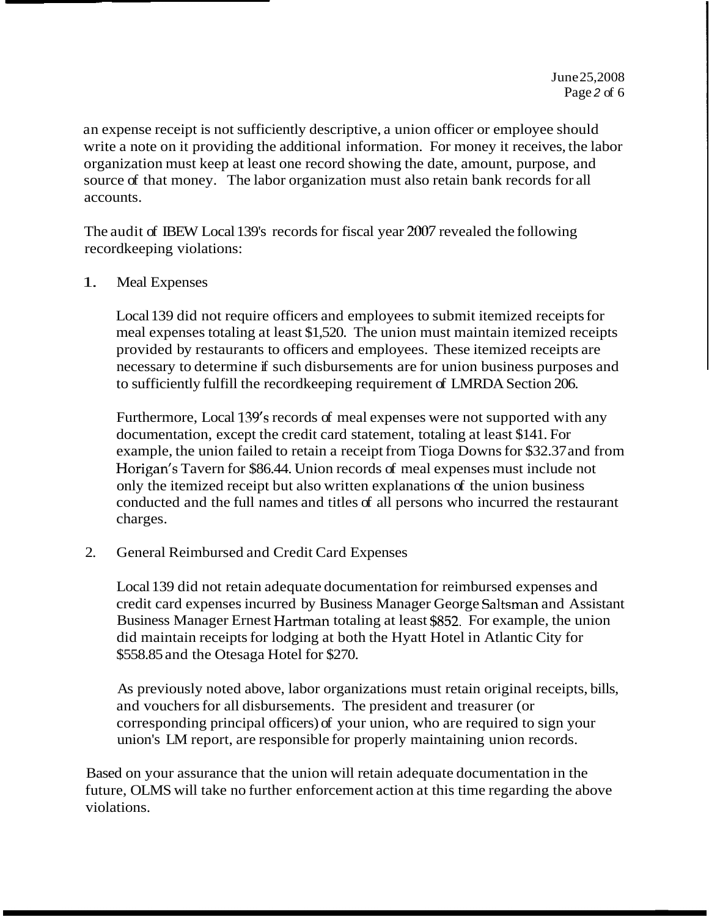an expense receipt is not sufficiently descriptive, a union officer or employee should write a note on it providing the additional information. For money it receives, the labor organization must keep at least one record showing the date, amount, purpose, and source of that money. The labor organization must also retain bank records for all accounts.

The audit of IBEW Local 139's records for fiscal year 2007 revealed the following recordkeeping violations:

1. Meal Expenses

   Local 139 did not require officers and employees to submit itemized receipts for meal expenses totaling at least $1,520. The union must maintain itemized receipts provided by restaurants to officers and employees. These itemized receipts are necessary to determine if such disbursements are for union business purposes and to sufficiently fulfill the recordkeeping requirement of LMRDA Section 206.

   Furthermore, Local 139's records of meal expenses were not supported with any documentation, except the credit card statement, totaling at least $141. For example, the union failed to retain a receipt from Tioga Downs for $32.37 and from Horigan's Tavern for $86.44. Union records of meal expenses must include not only the itemized receipt but also written explanations of the union business conducted and the full names and titles of all persons who incurred the restaurant charges.

2. General Reimbursed and Credit Card Expenses

   Local 139 did not retain adequate documentation for reimbursed expenses and credit card expenses incurred by Business Manager George Saltsman and Assistant Business Manager Ernest Hartman totaling at least $852. For example, the union did maintain receipts for lodging at both the Hyatt Hotel in Atlantic City for $558.85 and the Otesaga Hotel for $270.

   As previously noted above, labor organizations must retain original receipts, bills, and vouchers for all disbursements. The president and treasurer (or corresponding principal officers) of your union, who are required to sign your union's LM report, are responsible for properly maintaining union records.

Based on your assurance that the union will retain adequate documentation in the future, OLMS will take no further enforcement action at this time regarding the above violations.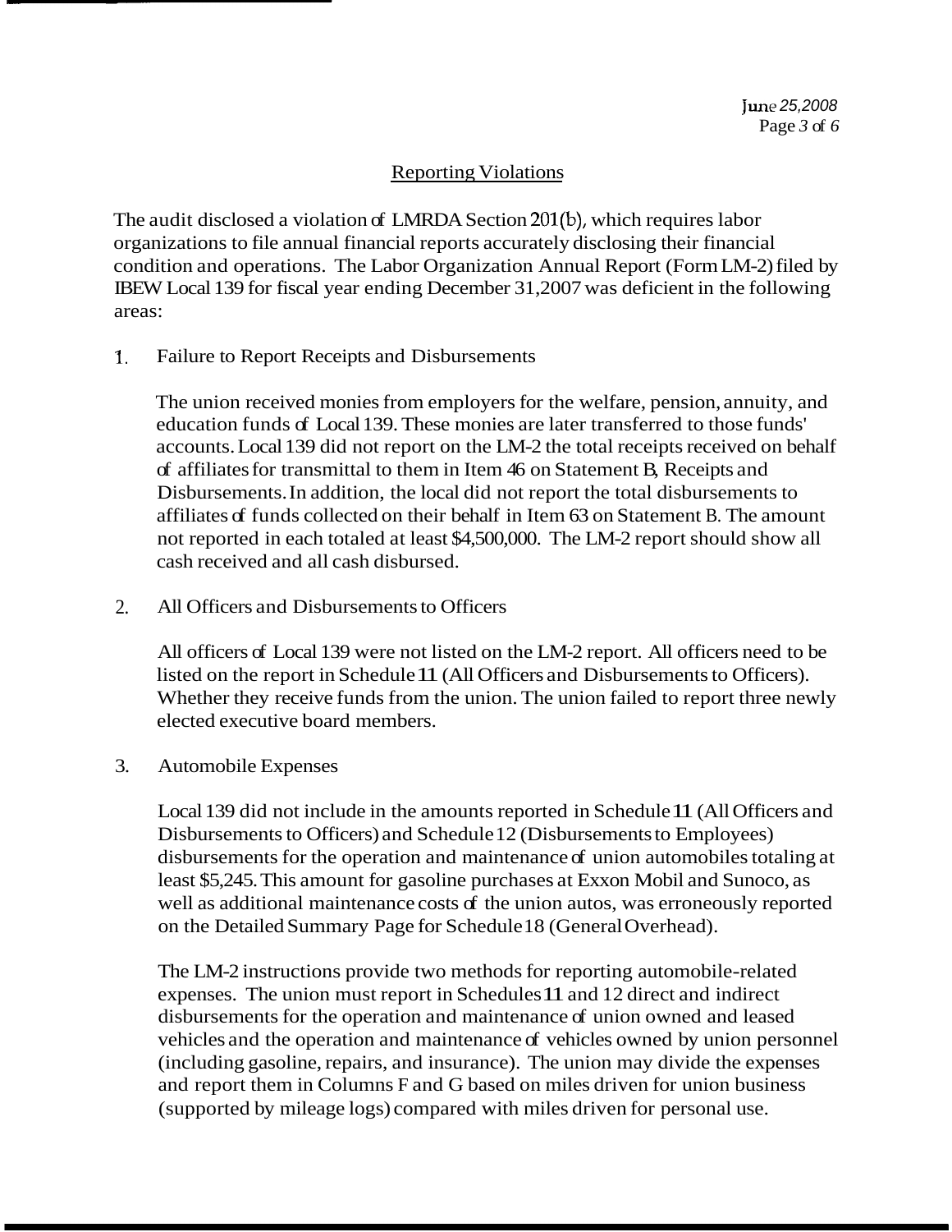## Reporting Violations

The audit disclosed a violation of LMRDA Section 201(b), which requires labor organizations to file annual financial reports accurately disclosing their financial condition and operations. The Labor Organization Annual Report (Form LM-2) filed by IBEW Local 139 for fiscal year ending December 31,2007 was deficient in the following areas:

1. Failure to Report Receipts and Disbursements

   The union received monies from employers for the welfare, pension, annuity, and education funds of Local 139. These monies are later transferred to those funds' accounts. Local 139 did not report on the LM-2 the total receipts received on behalf of affiliates for transmittal to them in Item 46 on Statement B, Receipts and Disbursements. In addition, the local did not report the total disbursements to affiliates of funds collected on their behalf in Item 63 on Statement B. The amount not reported in each totaled at least $4,500,000. The LM-2 report should show all cash received and all cash disbursed.

2. All Officers and Disbursements to Officers

   All officers of Local 139 were not listed on the LM-2 report. All officers need to be listed on the report in Schedule 11 (All Officers and Disbursements to Officers). Whether they receive funds from the union. The union failed to report three newly elected executive board members.

3. Automobile Expenses

   Local 139 did not include in the amounts reported in Schedule 11 (All Officers and Disbursements to Officers) and Schedule 12 (Disbursements to Employees) disbursements for the operation and maintenance of union automobiles totaling at least $5,245. This amount for gasoline purchases at Exxon Mobil and Sunoco, as well as additional maintenance costs of the union autos, was erroneously reported on the Detailed Summary Page for Schedule 18 (General Overhead).

   The LM-2 instructions provide two methods for reporting automobile-related expenses. The union must report in Schedules 11 and 12 direct and indirect disbursements for the operation and maintenance of union owned and leased vehicles and the operation and maintenance of vehicles owned by union personnel (including gasoline, repairs, and insurance). The union may divide the expenses and report them in Columns F and G based on miles driven for union business (supported by mileage logs) compared with miles driven for personal use.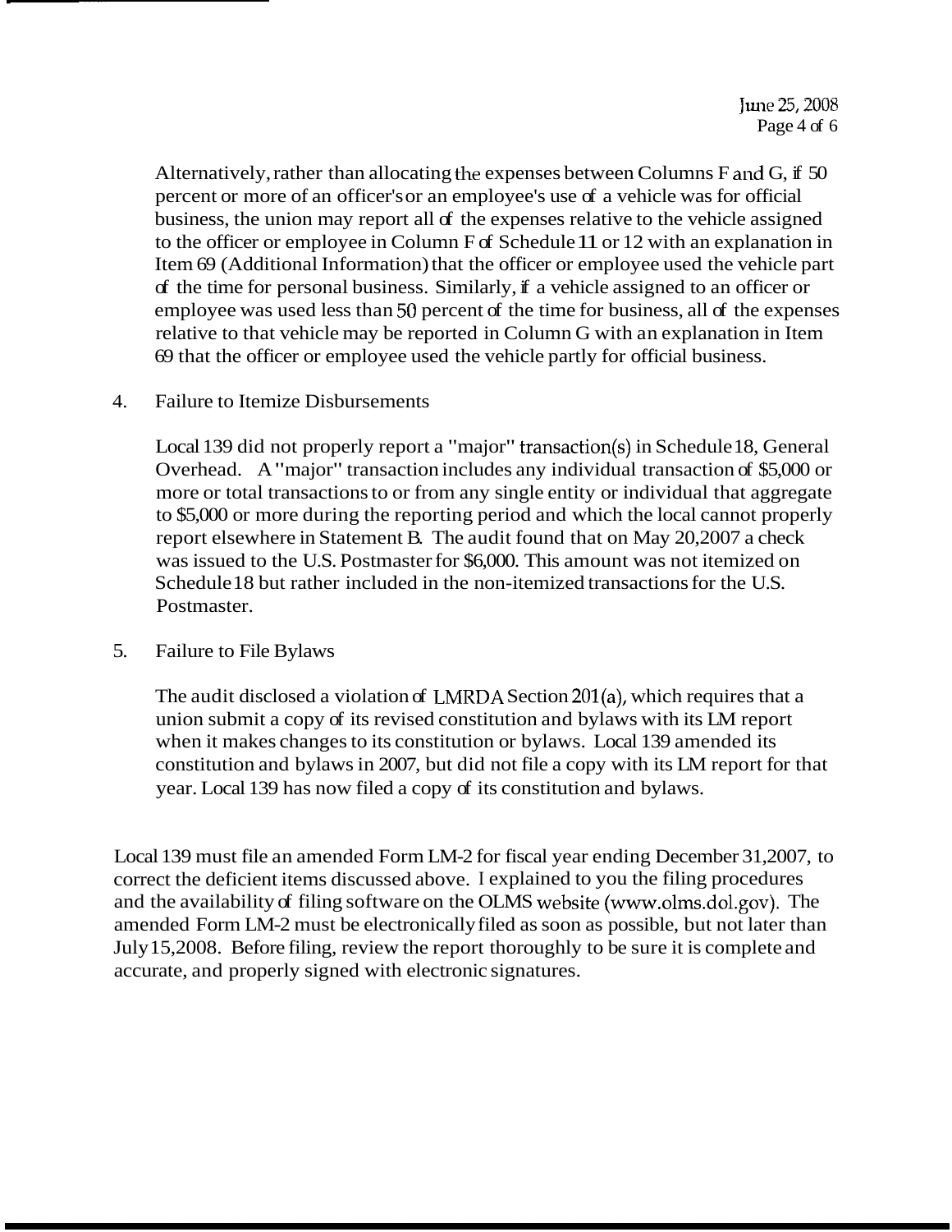Alternatively, rather than allocating the expenses between Columns F and G, if 50 percent or more of an officer's or an employee's use of a vehicle was for official business, the union may report all of the expenses relative to the vehicle assigned to the officer or employee in Column F of Schedule 11 or 12 with an explanation in Item 69 (Additional Information) that the officer or employee used the vehicle part of the time for personal business. Similarly, if a vehicle assigned to an officer or employee was used less than 50 percent of the time for business, all of the expenses relative to that vehicle may be reported in Column G with an explanation in Item 69 that the officer or employee used the vehicle partly for official business.

4. Failure to Itemize Disbursements

   Local 139 did not properly report a "major" transaction(s) in Schedule 18, General Overhead. A "major" transaction includes any individual transaction of $5,000 or more or total transactions to or from any single entity or individual that aggregate to $5,000 or more during the reporting period and which the local cannot properly report elsewhere in Statement B. The audit found that on May 20,2007 a check was issued to the U.S. Postmaster for $6,000. This amount was not itemized on Schedule 18 but rather included in the non-itemized transactions for the U.S. Postmaster.

5. Failure to File Bylaws

   The audit disclosed a violation of LMRDA Section 201(a), which requires that a union submit a copy of its revised constitution and bylaws with its LM report when it makes changes to its constitution or bylaws. Local 139 amended its constitution and bylaws in 2007, but did not file a copy with its LM report for that year. Local 139 has now filed a copy of its constitution and bylaws.

Local 139 must file an amended Form LM-2 for fiscal year ending December 31,2007, to correct the deficient items discussed above. I explained to you the filing procedures and the availability of filing software on the OLMS website (www.olms.dol.gov). The amended Form LM-2 must be electronically filed as soon as possible, but not later than July 15,2008. Before filing, review the report thoroughly to be sure it is complete and accurate, and properly signed with electronic signatures.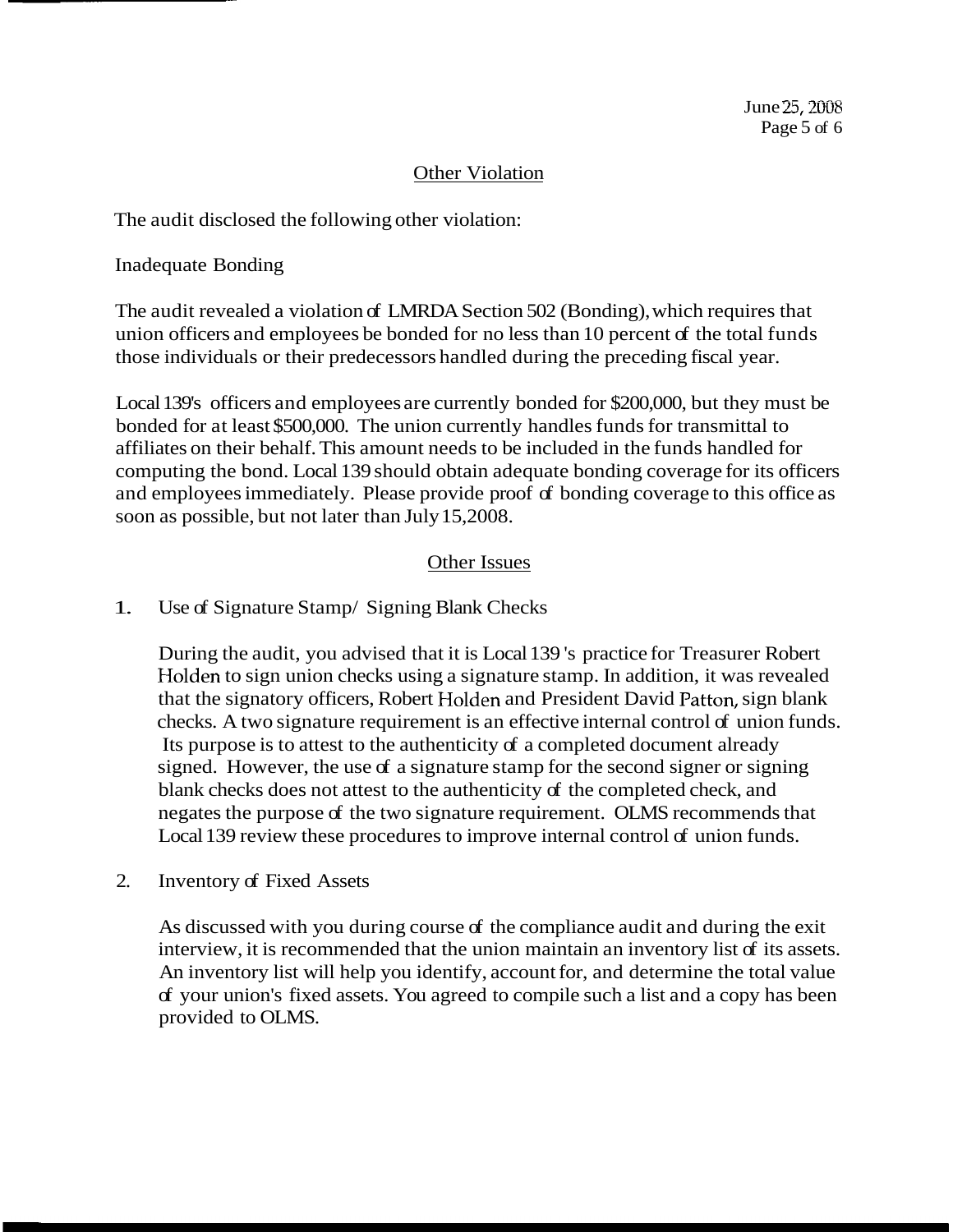## Other Violation

The audit disclosed the following other violation:

Inadequate Bonding

The audit revealed a violation of LMRDA Section 502 (Bonding), which requires that union officers and employees be bonded for no less than 10 percent of the total funds those individuals or their predecessors handled during the preceding fiscal year.

Local 139's officers and employees are currently bonded for $200,000, but they must be bonded for at least $500,000. The union currently handles funds for transmittal to affiliates on their behalf. This amount needs to be included in the funds handled for computing the bond. Local 139 should obtain adequate bonding coverage for its officers and employees immediately. Please provide proof of bonding coverage to this office as soon as possible, but not later than July 15, 2008.

## Other Issues

1. Use of Signature Stamp/ Signing Blank Checks

   During the audit, you advised that it is Local 139's practice for Treasurer Robert Holden to sign union checks using a signature stamp. In addition, it was revealed that the signatory officers, Robert Holden and President David Patton, sign blank checks. A two signature requirement is an effective internal control of union funds. Its purpose is to attest to the authenticity of a completed document already signed. However, the use of a signature stamp for the second signer or signing blank checks does not attest to the authenticity of the completed check, and negates the purpose of the two signature requirement. OLMS recommends that Local 139 review these procedures to improve internal control of union funds.

2. Inventory of Fixed Assets

   As discussed with you during course of the compliance audit and during the exit interview, it is recommended that the union maintain an inventory list of its assets. An inventory list will help you identify, account for, and determine the total value of your union's fixed assets. You agreed to compile such a list and a copy has been provided to OLMS.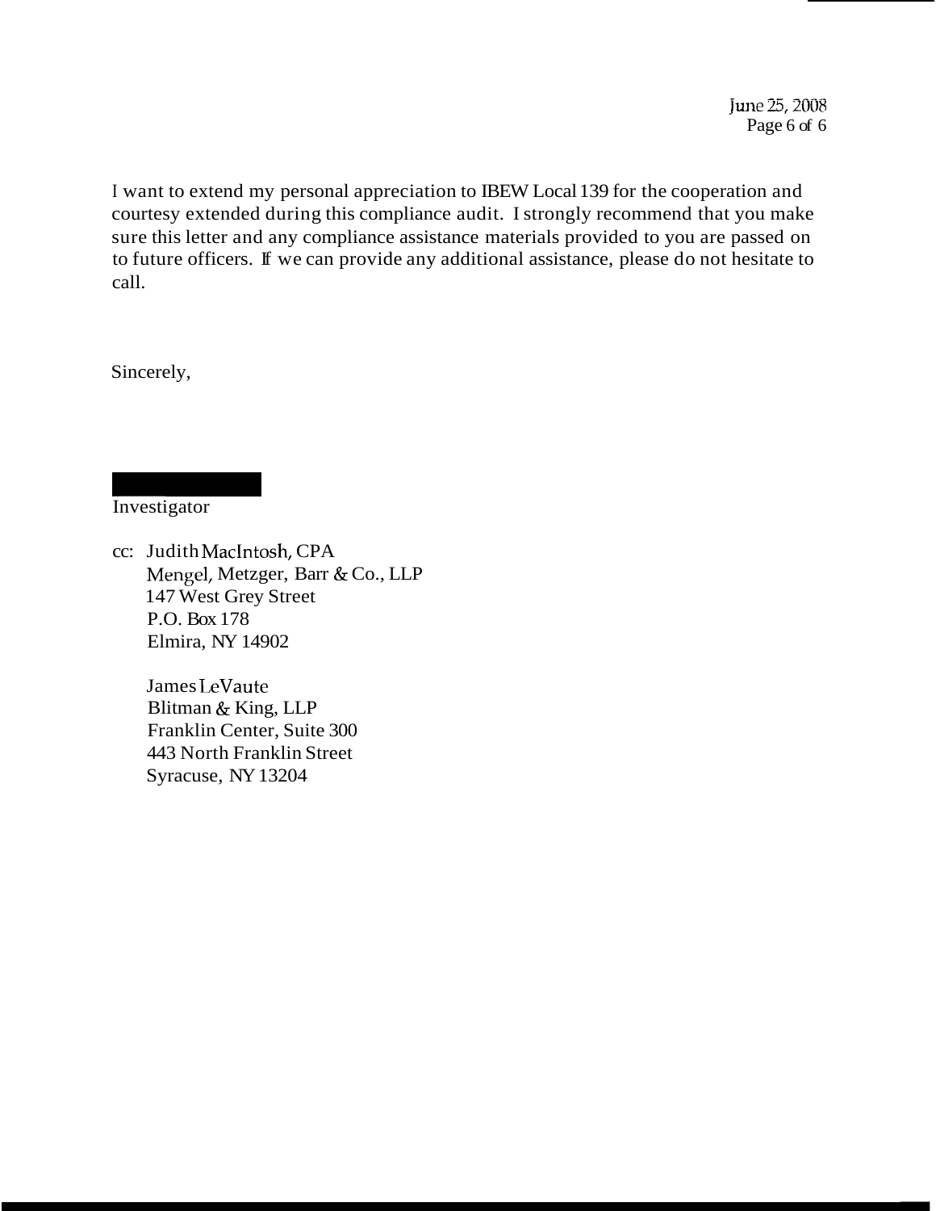I want to extend my personal appreciation to IBEW Local 139 for the cooperation and courtesy extended during this compliance audit. I strongly recommend that you make sure this letter and any compliance assistance materials provided to you are passed on to future officers. If we can provide any additional assistance, please do not hesitate to call.

Sincerely,

Investigator

cc: Judith MacIntosh, CPA
Mengel, Metzger, Barr & Co., LLP
147 West Grey Street
P.O. Box 178
Elmira, NY 14902

James LeVaute
Blitman & King, LLP
Franklin Center, Suite 300
443 North Franklin Street
Syracuse, NY 13204